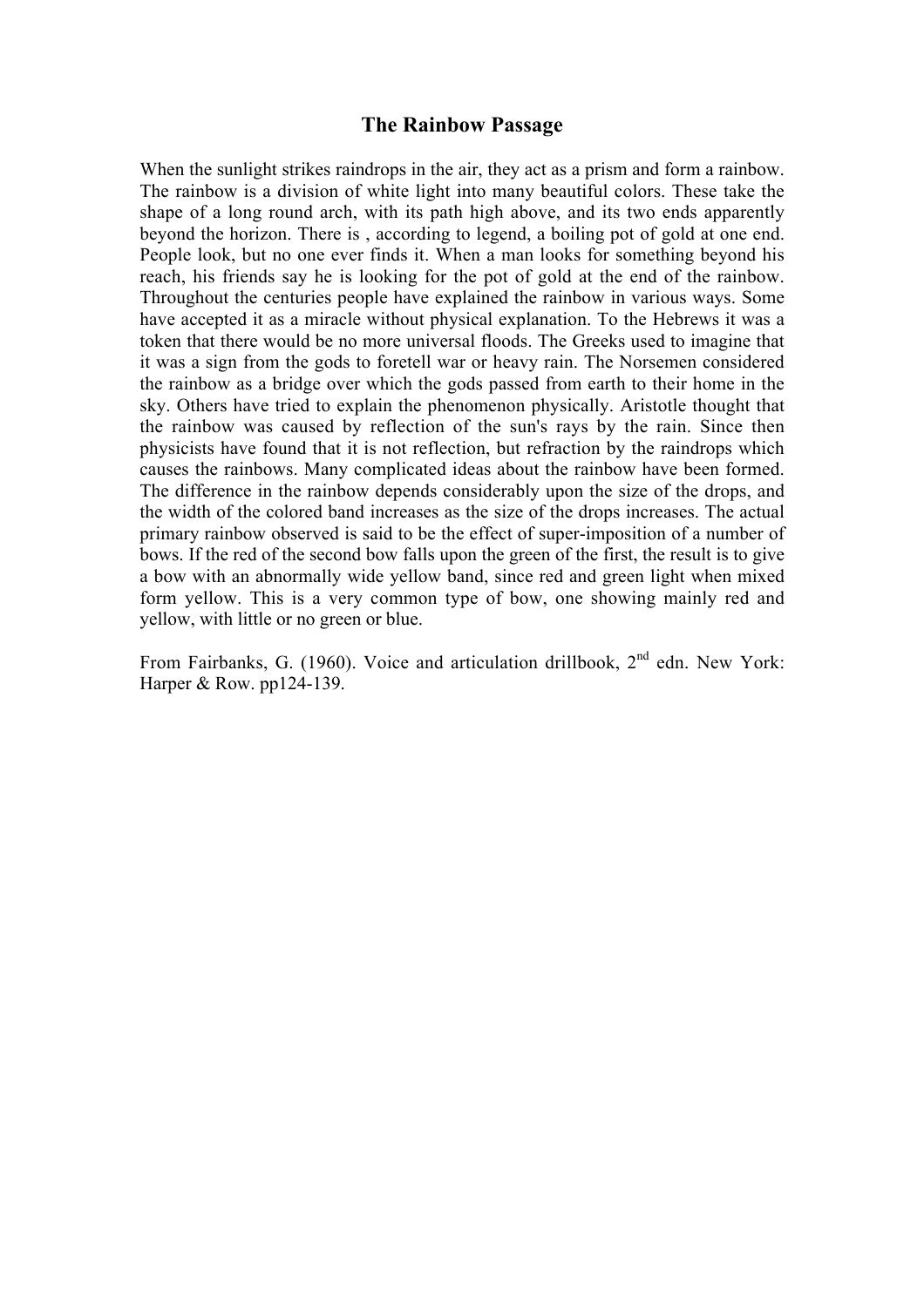# The Rainbow Passage

When the sunlight strikes raindrops in the air, they act as a prism and form a rainbow. The rainbow is a division of white light into many beautiful colors. These take the shape of a long round arch, with its path high above, and its two ends apparently beyond the horizon. There is , according to legend, a boiling pot of gold at one end. People look, but no one ever finds it. When a man looks for something beyond his reach, his friends say he is looking for the pot of gold at the end of the rainbow. Throughout the centuries people have explained the rainbow in various ways. Some have accepted it as a miracle without physical explanation. To the Hebrews it was a token that there would be no more universal floods. The Greeks used to imagine that it was a sign from the gods to foretell war or heavy rain. The Norsemen considered the rainbow as a bridge over which the gods passed from earth to their home in the sky. Others have tried to explain the phenomenon physically. Aristotle thought that the rainbow was caused by reflection of the sun's rays by the rain. Since then physicists have found that it is not reflection, but refraction by the raindrops which causes the rainbows. Many complicated ideas about the rainbow have been formed. The difference in the rainbow depends considerably upon the size of the drops, and the width of the colored band increases as the size of the drops increases. The actual primary rainbow observed is said to be the effect of super-imposition of a number of bows. If the red of the second bow falls upon the green of the first, the result is to give a bow with an abnormally wide yellow band, since red and green light when mixed form yellow. This is a very common type of bow, one showing mainly red and yellow, with little or no green or blue.

From Fairbanks, G. (1960). Voice and articulation drillbook, 2nd edn. New York: Harper & Row. pp124-139.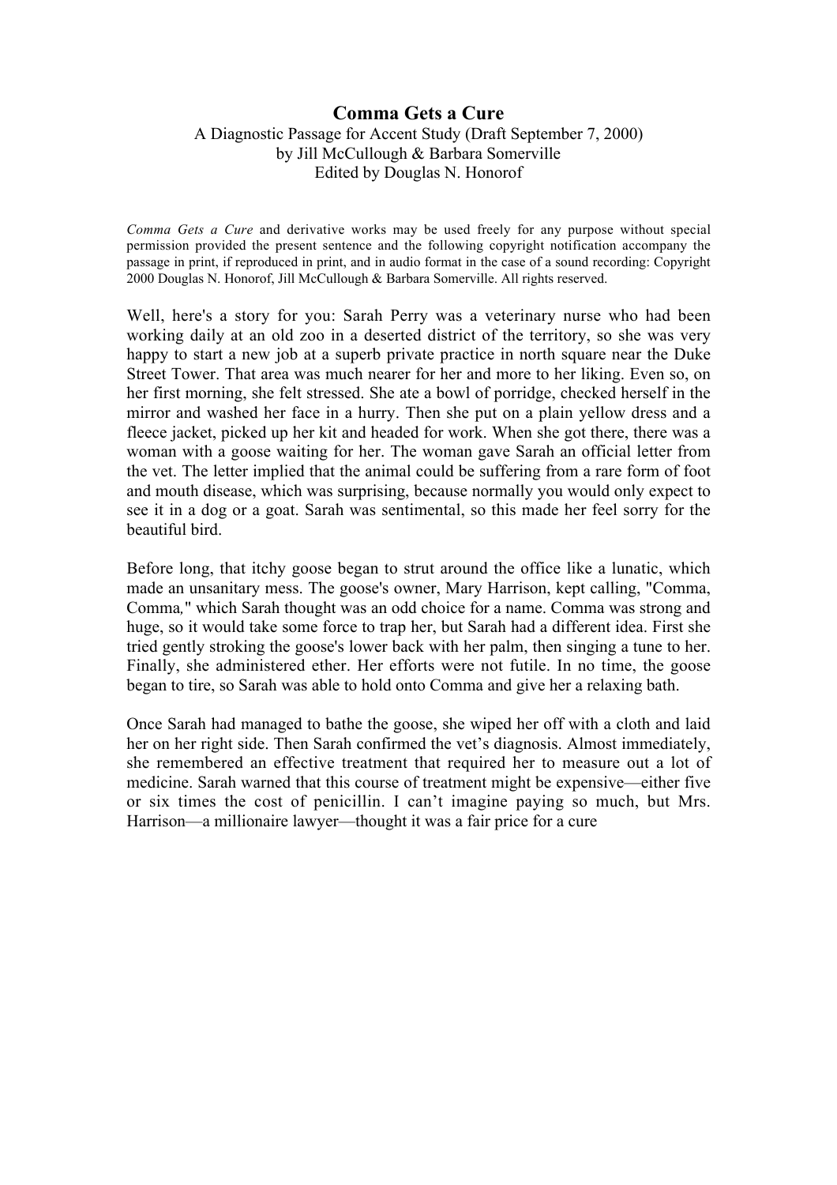# Comma Gets a Cure

A Diagnostic Passage for Accent Study (Draft September 7, 2000)
by Jill McCullough & Barbara Somerville
Edited by Douglas N. Honorof

*Comma Gets a Cure* and derivative works may be used freely for any purpose without special permission provided the present sentence and the following copyright notification accompany the passage in print, if reproduced in print, and in audio format in the case of a sound recording: Copyright 2000 Douglas N. Honorof, Jill McCullough & Barbara Somerville. All rights reserved.

Well, here's a story for you: Sarah Perry was a veterinary nurse who had been working daily at an old zoo in a deserted district of the territory, so she was very happy to start a new job at a superb private practice in north square near the Duke Street Tower. That area was much nearer for her and more to her liking. Even so, on her first morning, she felt stressed. She ate a bowl of porridge, checked herself in the mirror and washed her face in a hurry. Then she put on a plain yellow dress and a fleece jacket, picked up her kit and headed for work. When she got there, there was a woman with a goose waiting for her. The woman gave Sarah an official letter from the vet. The letter implied that the animal could be suffering from a rare form of foot and mouth disease, which was surprising, because normally you would only expect to see it in a dog or a goat. Sarah was sentimental, so this made her feel sorry for the beautiful bird.

Before long, that itchy goose began to strut around the office like a lunatic, which made an unsanitary mess. The goose's owner, Mary Harrison, kept calling, "Comma, Comma," which Sarah thought was an odd choice for a name. Comma was strong and huge, so it would take some force to trap her, but Sarah had a different idea. First she tried gently stroking the goose's lower back with her palm, then singing a tune to her. Finally, she administered ether. Her efforts were not futile. In no time, the goose began to tire, so Sarah was able to hold onto Comma and give her a relaxing bath.

Once Sarah had managed to bathe the goose, she wiped her off with a cloth and laid her on her right side. Then Sarah confirmed the vet's diagnosis. Almost immediately, she remembered an effective treatment that required her to measure out a lot of medicine. Sarah warned that this course of treatment might be expensive—either five or six times the cost of penicillin. I can't imagine paying so much, but Mrs. Harrison—a millionaire lawyer—thought it was a fair price for a cure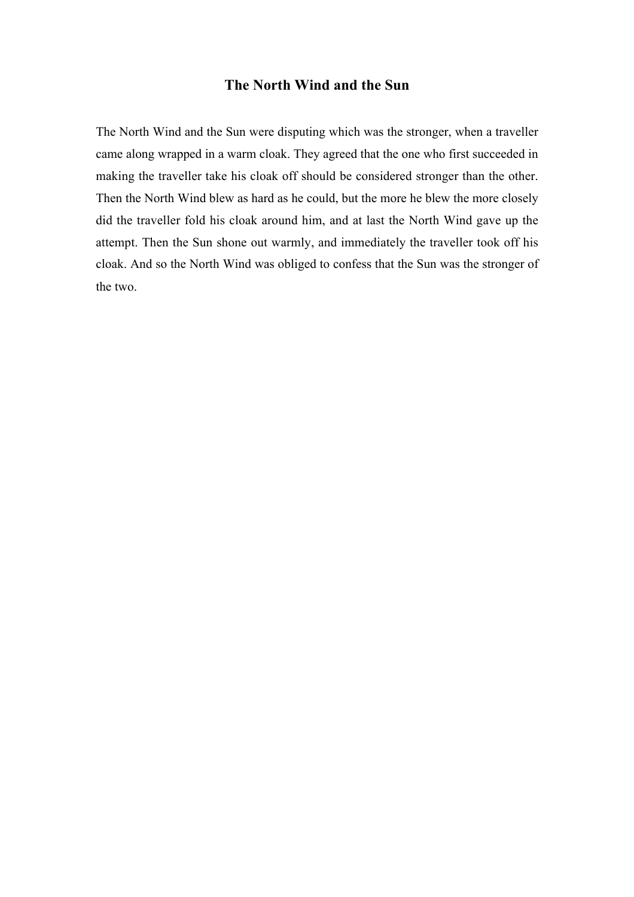## The North Wind and the Sun

The North Wind and the Sun were disputing which was the stronger, when a traveller came along wrapped in a warm cloak. They agreed that the one who first succeeded in making the traveller take his cloak off should be considered stronger than the other. Then the North Wind blew as hard as he could, but the more he blew the more closely did the traveller fold his cloak around him, and at last the North Wind gave up the attempt. Then the Sun shone out warmly, and immediately the traveller took off his cloak. And so the North Wind was obliged to confess that the Sun was the stronger of the two.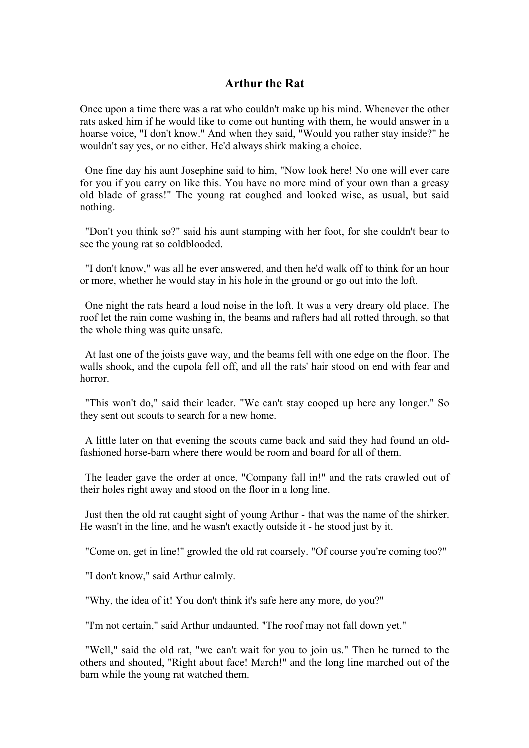## Arthur the Rat

Once upon a time there was a rat who couldn't make up his mind. Whenever the other rats asked him if he would like to come out hunting with them, he would answer in a hoarse voice, "I don't know." And when they said, "Would you rather stay inside?" he wouldn't say yes, or no either. He'd always shirk making a choice.

One fine day his aunt Josephine said to him, "Now look here! No one will ever care for you if you carry on like this. You have no more mind of your own than a greasy old blade of grass!" The young rat coughed and looked wise, as usual, but said nothing.

"Don't you think so?" said his aunt stamping with her foot, for she couldn't bear to see the young rat so coldblooded.

"I don't know," was all he ever answered, and then he'd walk off to think for an hour or more, whether he would stay in his hole in the ground or go out into the loft.

One night the rats heard a loud noise in the loft. It was a very dreary old place. The roof let the rain come washing in, the beams and rafters had all rotted through, so that the whole thing was quite unsafe.

At last one of the joists gave way, and the beams fell with one edge on the floor. The walls shook, and the cupola fell off, and all the rats' hair stood on end with fear and horror.

"This won't do," said their leader. "We can't stay cooped up here any longer." So they sent out scouts to search for a new home.

A little later on that evening the scouts came back and said they had found an old-fashioned horse-barn where there would be room and board for all of them.

The leader gave the order at once, "Company fall in!" and the rats crawled out of their holes right away and stood on the floor in a long line.

Just then the old rat caught sight of young Arthur - that was the name of the shirker. He wasn't in the line, and he wasn't exactly outside it - he stood just by it.

"Come on, get in line!" growled the old rat coarsely. "Of course you're coming too?"

"I don't know," said Arthur calmly.

"Why, the idea of it! You don't think it's safe here any more, do you?"

"I'm not certain," said Arthur undaunted. "The roof may not fall down yet."

"Well," said the old rat, "we can't wait for you to join us." Then he turned to the others and shouted, "Right about face! March!" and the long line marched out of the barn while the young rat watched them.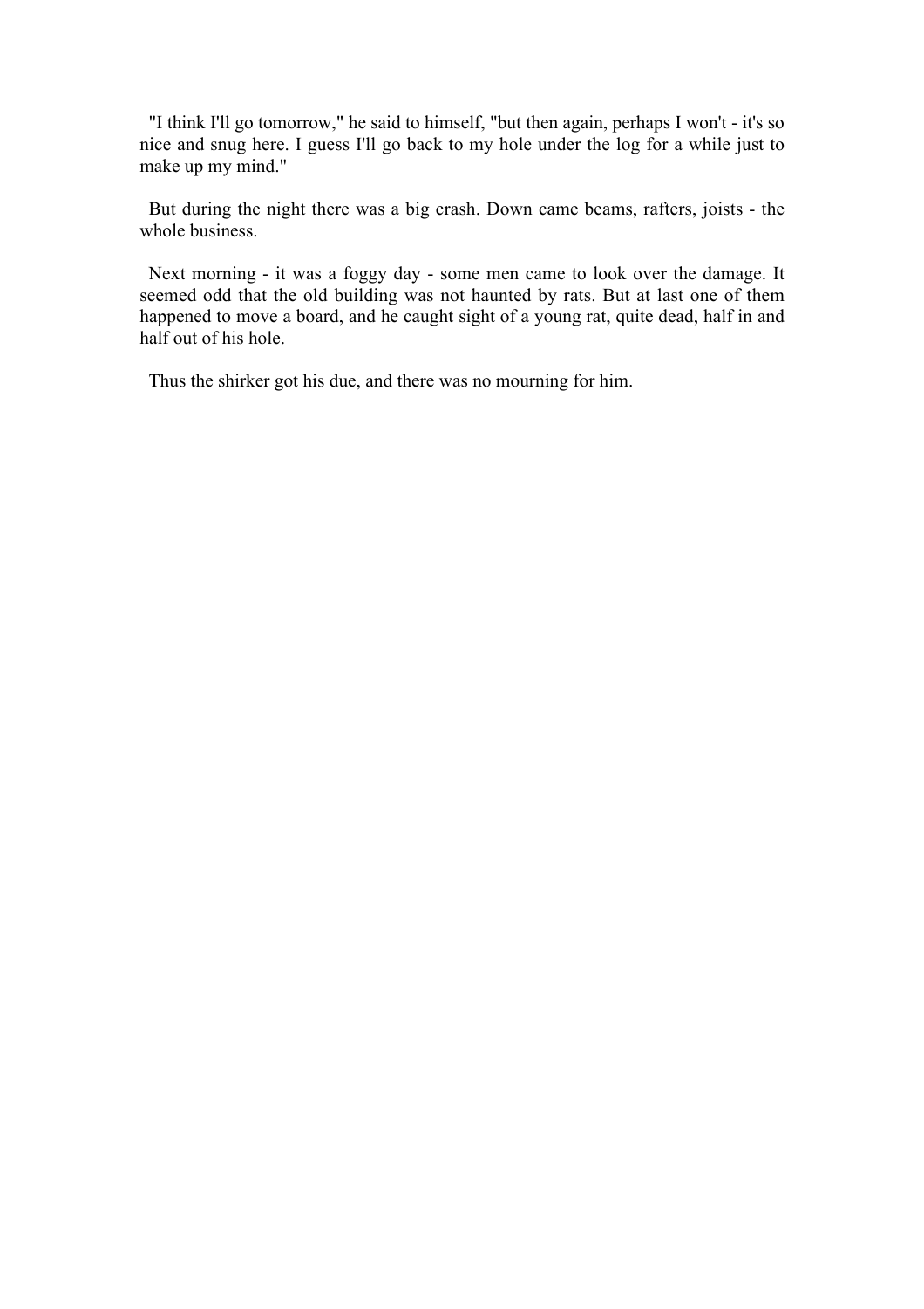"I think I'll go tomorrow," he said to himself, "but then again, perhaps I won't - it's so nice and snug here. I guess I'll go back to my hole under the log for a while just to make up my mind."

But during the night there was a big crash. Down came beams, rafters, joists - the whole business.

Next morning - it was a foggy day - some men came to look over the damage. It seemed odd that the old building was not haunted by rats. But at last one of them happened to move a board, and he caught sight of a young rat, quite dead, half in and half out of his hole.

Thus the shirker got his due, and there was no mourning for him.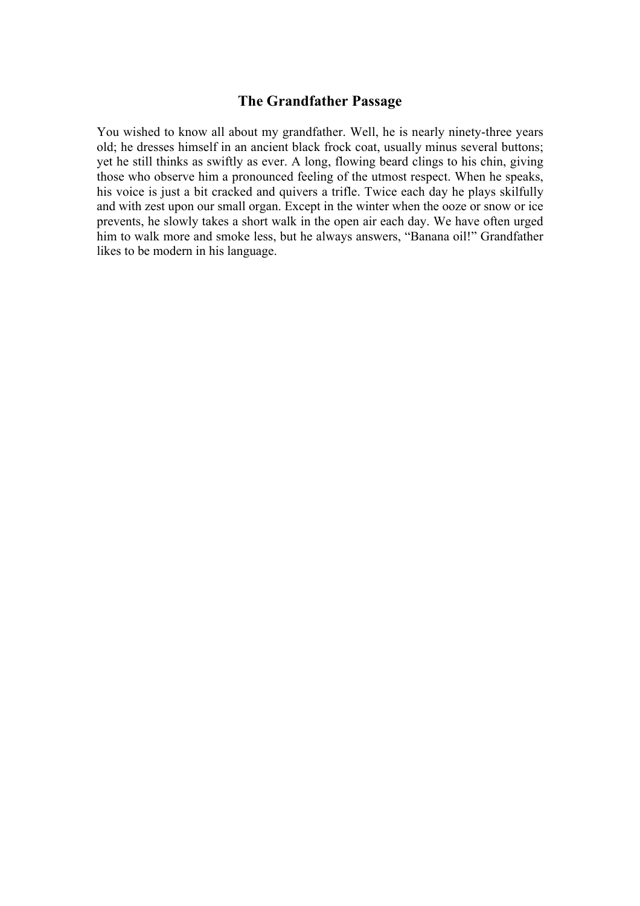# The Grandfather Passage

You wished to know all about my grandfather. Well, he is nearly ninety-three years old; he dresses himself in an ancient black frock coat, usually minus several buttons; yet he still thinks as swiftly as ever. A long, flowing beard clings to his chin, giving those who observe him a pronounced feeling of the utmost respect. When he speaks, his voice is just a bit cracked and quivers a trifle. Twice each day he plays skilfully and with zest upon our small organ. Except in the winter when the ooze or snow or ice prevents, he slowly takes a short walk in the open air each day. We have often urged him to walk more and smoke less, but he always answers, "Banana oil!" Grandfather likes to be modern in his language.